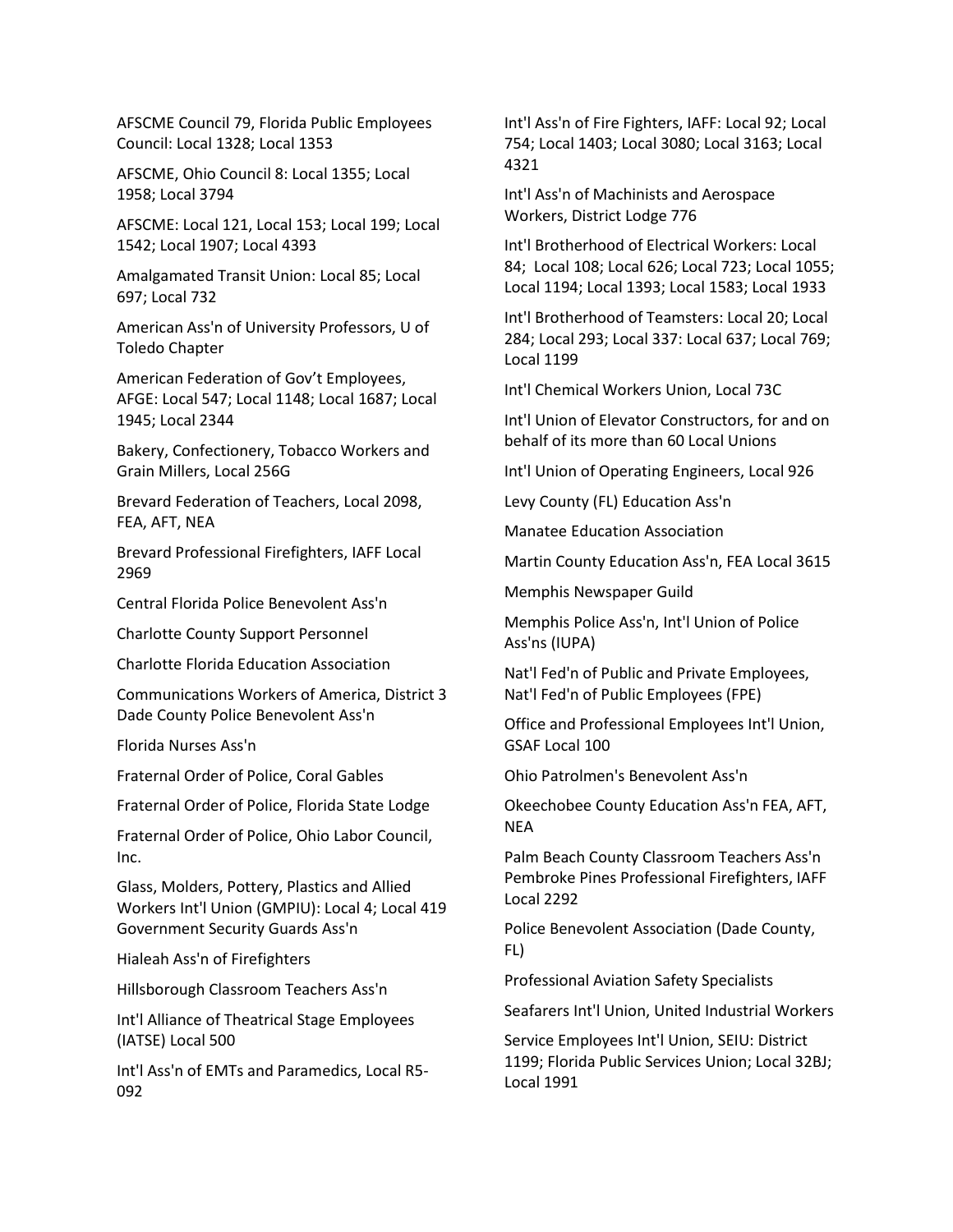AFSCME Council 79, Florida Public Employees Council: Local 1328; Local 1353

AFSCME, Ohio Council 8: Local 1355; Local 1958; Local 3794

AFSCME: Local 121, Local 153; Local 199; Local 1542; Local 1907; Local 4393

Amalgamated Transit Union: Local 85; Local 697; Local 732

American Ass'n of University Professors, U of Toledo Chapter

American Federation of Gov't Employees, AFGE: Local 547; Local 1148; Local 1687; Local 1945; Local 2344

Bakery, Confectionery, Tobacco Workers and Grain Millers, Local 256G

Brevard Federation of Teachers, Local 2098, FEA, AFT, NEA

Brevard Professional Firefighters, IAFF Local 2969

Central Florida Police Benevolent Ass'n

Charlotte County Support Personnel

Charlotte Florida Education Association

Communications Workers of America, District 3
Dade County Police Benevolent Ass'n

Florida Nurses Ass'n

Fraternal Order of Police, Coral Gables

Fraternal Order of Police, Florida State Lodge

Fraternal Order of Police, Ohio Labor Council, Inc.

Glass, Molders, Pottery, Plastics and Allied Workers Int'l Union (GMPIU): Local 4; Local 419
Government Security Guards Ass'n

Hialeah Ass'n of Firefighters

Hillsborough Classroom Teachers Ass'n

Int'l Alliance of Theatrical Stage Employees (IATSE) Local 500

Int'l Ass'n of EMTs and Paramedics, Local R5-092

Int'l Ass'n of Fire Fighters, IAFF: Local 92; Local 754; Local 1403; Local 3080; Local 3163; Local 4321

Int'l Ass'n of Machinists and Aerospace Workers, District Lodge 776

Int'l Brotherhood of Electrical Workers: Local 84; Local 108; Local 626; Local 723; Local 1055; Local 1194; Local 1393; Local 1583; Local 1933

Int'l Brotherhood of Teamsters: Local 20; Local 284; Local 293; Local 337: Local 637; Local 769; Local 1199

Int'l Chemical Workers Union, Local 73C

Int'l Union of Elevator Constructors, for and on behalf of its more than 60 Local Unions

Int'l Union of Operating Engineers, Local 926

Levy County (FL) Education Ass'n

Manatee Education Association

Martin County Education Ass'n, FEA Local 3615

Memphis Newspaper Guild

Memphis Police Ass'n, Int'l Union of Police Ass'ns (IUPA)

Nat'l Fed'n of Public and Private Employees, Nat'l Fed'n of Public Employees (FPE)

Office and Professional Employees Int'l Union, GSAF Local 100

Ohio Patrolmen's Benevolent Ass'n

Okeechobee County Education Ass'n FEA, AFT, NEA

Palm Beach County Classroom Teachers Ass'n
Pembroke Pines Professional Firefighters, IAFF Local 2292

Police Benevolent Association (Dade County, FL)

Professional Aviation Safety Specialists

Seafarers Int'l Union, United Industrial Workers

Service Employees Int'l Union, SEIU: District 1199; Florida Public Services Union; Local 32BJ; Local 1991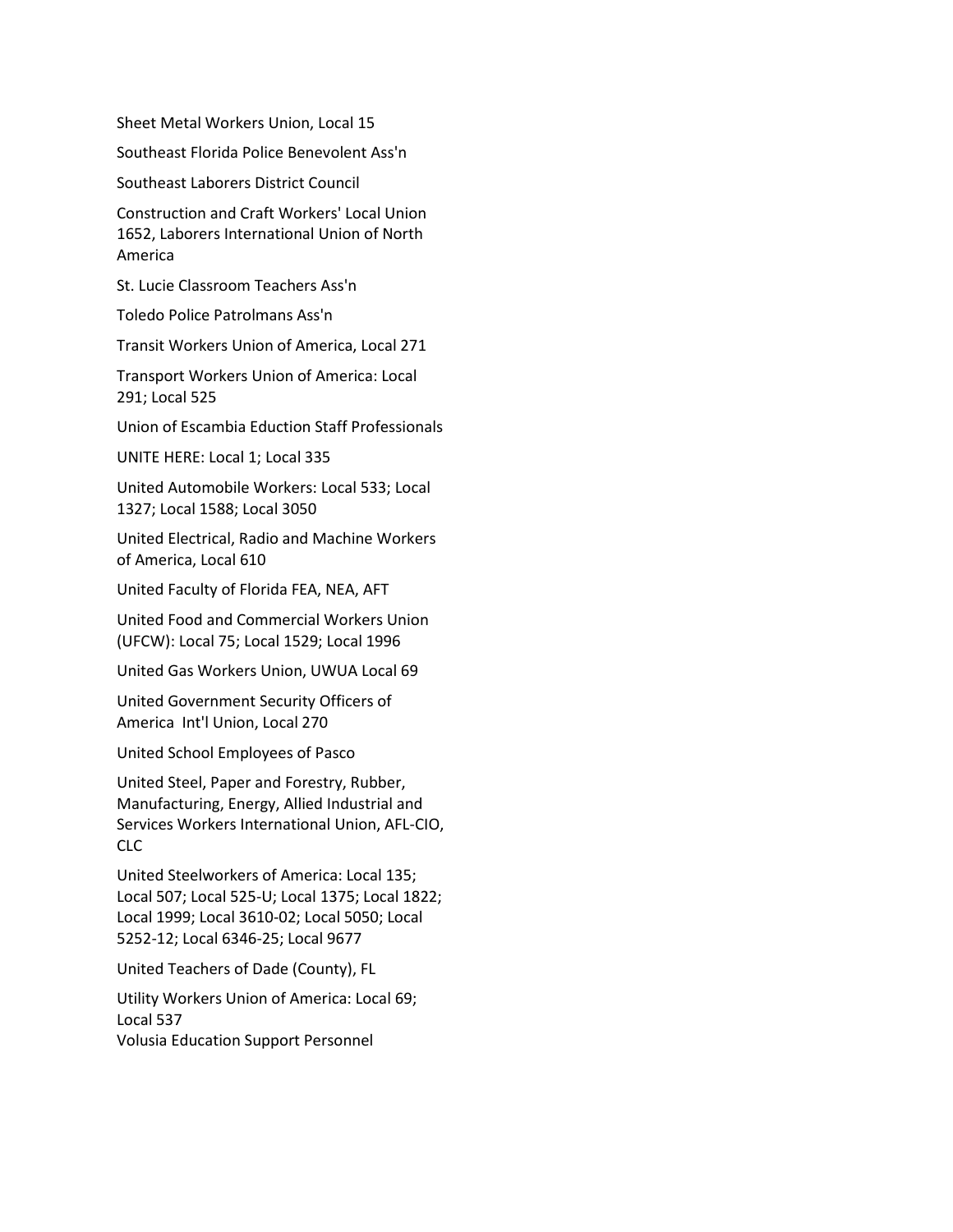Sheet Metal Workers Union, Local 15

Southeast Florida Police Benevolent Ass'n

Southeast Laborers District Council

Construction and Craft Workers' Local Union 1652, Laborers International Union of North America

St. Lucie Classroom Teachers Ass'n

Toledo Police Patrolmans Ass'n

Transit Workers Union of America, Local 271

Transport Workers Union of America: Local 291; Local 525

Union of Escambia Eduction Staff Professionals

UNITE HERE: Local 1; Local 335

United Automobile Workers: Local 533; Local 1327; Local 1588; Local 3050

United Electrical, Radio and Machine Workers of America, Local 610

United Faculty of Florida FEA, NEA, AFT

United Food and Commercial Workers Union (UFCW): Local 75; Local 1529; Local 1996

United Gas Workers Union, UWUA Local 69

United Government Security Officers of America Int'l Union, Local 270

United School Employees of Pasco

United Steel, Paper and Forestry, Rubber, Manufacturing, Energy, Allied Industrial and Services Workers International Union, AFL-CIO, CLC

United Steelworkers of America: Local 135; Local 507; Local 525-U; Local 1375; Local 1822; Local 1999; Local 3610-02; Local 5050; Local 5252-12; Local 6346-25; Local 9677

United Teachers of Dade (County), FL

Utility Workers Union of America: Local 69; Local 537

Volusia Education Support Personnel